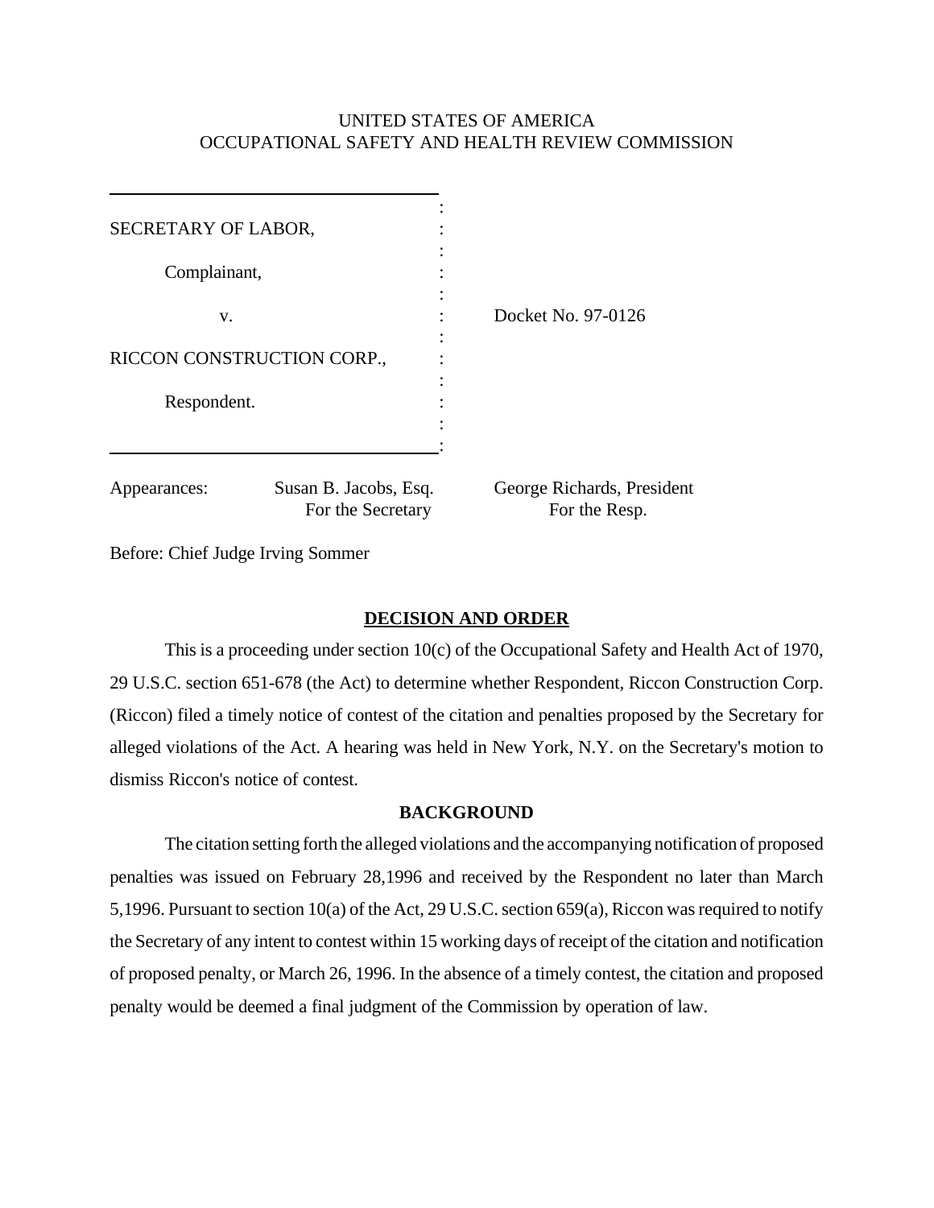UNITED STATES OF AMERICA
OCCUPATIONAL SAFETY AND HEALTH REVIEW COMMISSION

| | | |
|---|---|---|
| SECRETARY OF LABOR, | : | |
| Complainant, | : | |
| v. | : | Docket No. 97-0126 |
| RICCON CONSTRUCTION CORP., | : | |
| Respondent. | : | |

Appearances: Susan B. Jacobs, Esq. For the Secretary — George Richards, President For the Resp.

Before: Chief Judge Irving Sommer

## DECISION AND ORDER

This is a proceeding under section 10(c) of the Occupational Safety and Health Act of 1970, 29 U.S.C. section 651-678 (the Act) to determine whether Respondent, Riccon Construction Corp. (Riccon) filed a timely notice of contest of the citation and penalties proposed by the Secretary for alleged violations of the Act. A hearing was held in New York, N.Y. on the Secretary's motion to dismiss Riccon's notice of contest.

## BACKGROUND

The citation setting forth the alleged violations and the accompanying notification of proposed penalties was issued on February 28,1996 and received by the Respondent no later than March 5,1996. Pursuant to section 10(a) of the Act, 29 U.S.C. section 659(a), Riccon was required to notify the Secretary of any intent to contest within 15 working days of receipt of the citation and notification of proposed penalty, or March 26, 1996. In the absence of a timely contest, the citation and proposed penalty would be deemed a final judgment of the Commission by operation of law.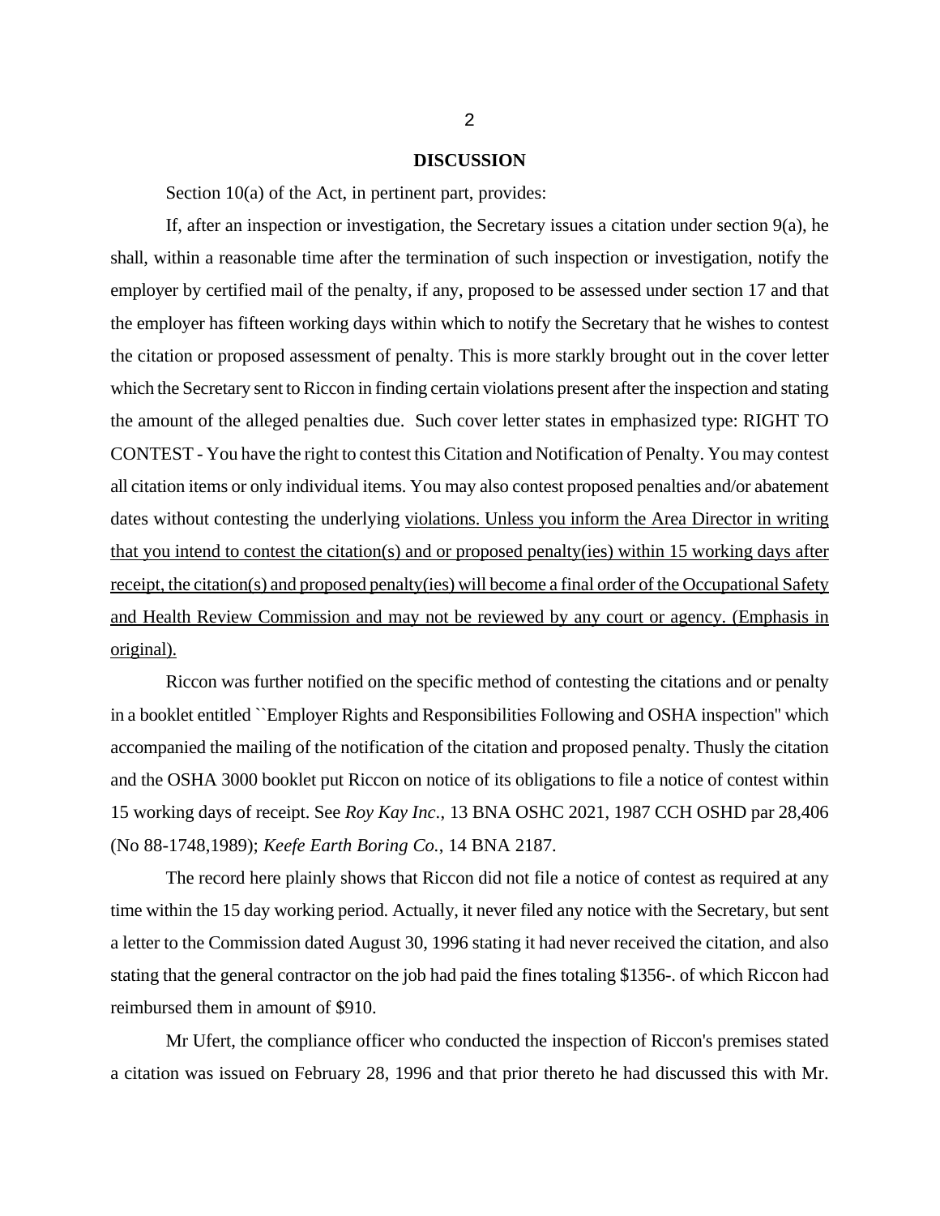## DISCUSSION

Section 10(a) of the Act, in pertinent part, provides:

If, after an inspection or investigation, the Secretary issues a citation under section 9(a), he shall, within a reasonable time after the termination of such inspection or investigation, notify the employer by certified mail of the penalty, if any, proposed to be assessed under section 17 and that the employer has fifteen working days within which to notify the Secretary that he wishes to contest the citation or proposed assessment of penalty. This is more starkly brought out in the cover letter which the Secretary sent to Riccon in finding certain violations present after the inspection and stating the amount of the alleged penalties due. Such cover letter states in emphasized type: RIGHT TO CONTEST - You have the right to contest this Citation and Notification of Penalty. You may contest all citation items or only individual items. You may also contest proposed penalties and/or abatement dates without contesting the underlying <u>violations. Unless you inform the Area Director in writing that you intend to contest the citation(s) and or proposed penalty(ies) within 15 working days after receipt, the citation(s) and proposed penalty(ies) will become a final order of the Occupational Safety and Health Review Commission and may not be reviewed by any court or agency. (Emphasis in original).</u>

Riccon was further notified on the specific method of contesting the citations and or penalty in a booklet entitled ``Employer Rights and Responsibilities Following and OSHA inspection'' which accompanied the mailing of the notification of the citation and proposed penalty. Thusly the citation and the OSHA 3000 booklet put Riccon on notice of its obligations to file a notice of contest within 15 working days of receipt. See *Roy Kay Inc*., 13 BNA OSHC 2021, 1987 CCH OSHD par 28,406 (No 88-1748,1989); *Keefe Earth Boring Co.*, 14 BNA 2187.

The record here plainly shows that Riccon did not file a notice of contest as required at any time within the 15 day working period. Actually, it never filed any notice with the Secretary, but sent a letter to the Commission dated August 30, 1996 stating it had never received the citation, and also stating that the general contractor on the job had paid the fines totaling $1356-. of which Riccon had reimbursed them in amount of $910.

Mr Ufert, the compliance officer who conducted the inspection of Riccon's premises stated a citation was issued on February 28, 1996 and that prior thereto he had discussed this with Mr.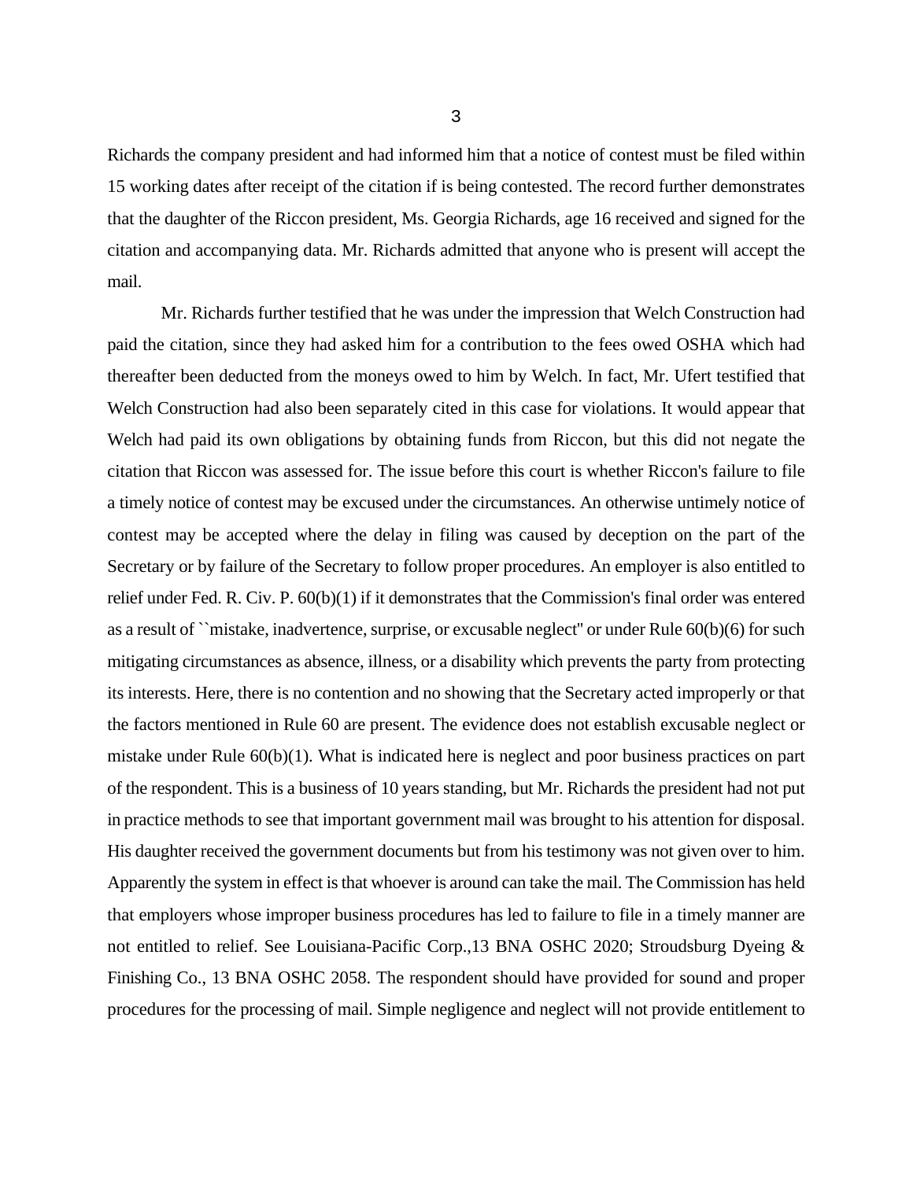Richards the company president and had informed him that a notice of contest must be filed within 15 working dates after receipt of the citation if is being contested. The record further demonstrates that the daughter of the Riccon president, Ms. Georgia Richards, age 16 received and signed for the citation and accompanying data. Mr. Richards admitted that anyone who is present will accept the mail.

Mr. Richards further testified that he was under the impression that Welch Construction had paid the citation, since they had asked him for a contribution to the fees owed OSHA which had thereafter been deducted from the moneys owed to him by Welch. In fact, Mr. Ufert testified that Welch Construction had also been separately cited in this case for violations. It would appear that Welch had paid its own obligations by obtaining funds from Riccon, but this did not negate the citation that Riccon was assessed for. The issue before this court is whether Riccon's failure to file a timely notice of contest may be excused under the circumstances. An otherwise untimely notice of contest may be accepted where the delay in filing was caused by deception on the part of the Secretary or by failure of the Secretary to follow proper procedures. An employer is also entitled to relief under Fed. R. Civ. P. 60(b)(1) if it demonstrates that the Commission's final order was entered as a result of ``mistake, inadvertence, surprise, or excusable neglect'' or under Rule 60(b)(6) for such mitigating circumstances as absence, illness, or a disability which prevents the party from protecting its interests. Here, there is no contention and no showing that the Secretary acted improperly or that the factors mentioned in Rule 60 are present. The evidence does not establish excusable neglect or mistake under Rule 60(b)(1). What is indicated here is neglect and poor business practices on part of the respondent. This is a business of 10 years standing, but Mr. Richards the president had not put in practice methods to see that important government mail was brought to his attention for disposal. His daughter received the government documents but from his testimony was not given over to him. Apparently the system in effect is that whoever is around can take the mail. The Commission has held that employers whose improper business procedures has led to failure to file in a timely manner are not entitled to relief. See Louisiana-Pacific Corp.,13 BNA OSHC 2020; Stroudsburg Dyeing & Finishing Co., 13 BNA OSHC 2058. The respondent should have provided for sound and proper procedures for the processing of mail. Simple negligence and neglect will not provide entitlement to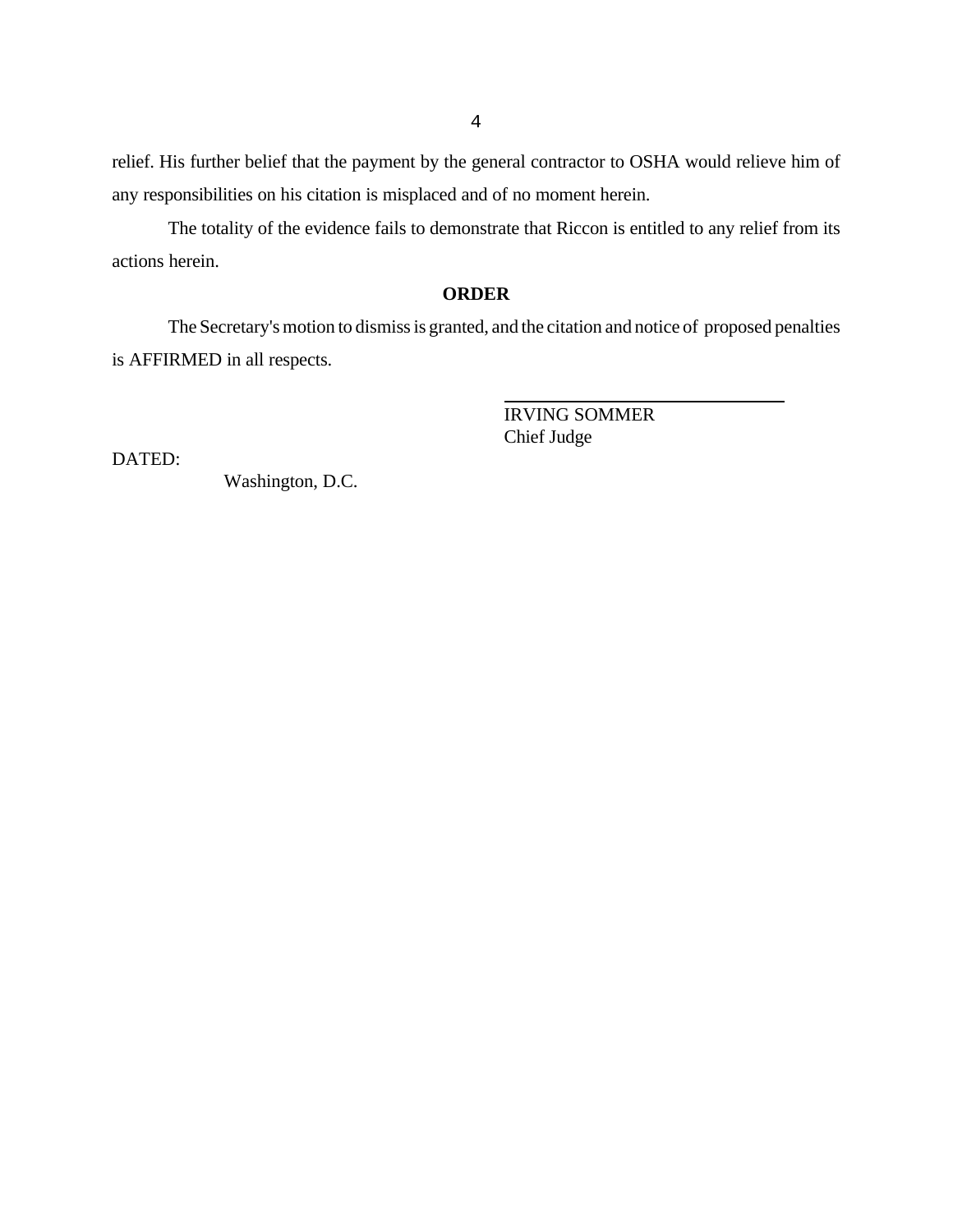relief. His further belief that the payment by the general contractor to OSHA would relieve him of any responsibilities on his citation is misplaced and of no moment herein.

The totality of the evidence fails to demonstrate that Riccon is entitled to any relief from its actions herein.

**ORDER**

The Secretary's motion to dismiss is granted, and the citation and notice of proposed penalties is AFFIRMED in all respects.

IRVING SOMMER
Chief Judge

DATED:
Washington, D.C.